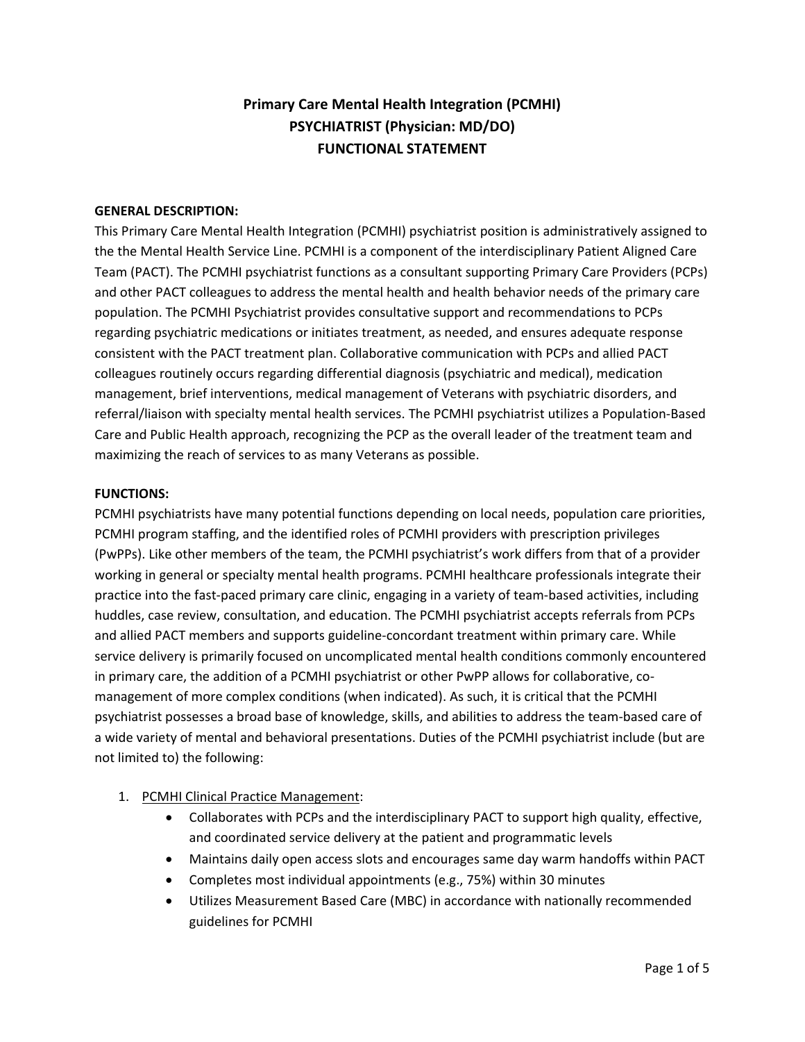# Primary Care Mental Health Integration (PCMHI)
# PSYCHIATRIST (Physician: MD/DO)
# FUNCTIONAL STATEMENT

**GENERAL DESCRIPTION:**

This Primary Care Mental Health Integration (PCMHI) psychiatrist position is administratively assigned to the the Mental Health Service Line. PCMHI is a component of the interdisciplinary Patient Aligned Care Team (PACT). The PCMHI psychiatrist functions as a consultant supporting Primary Care Providers (PCPs) and other PACT colleagues to address the mental health and health behavior needs of the primary care population. The PCMHI Psychiatrist provides consultative support and recommendations to PCPs regarding psychiatric medications or initiates treatment, as needed, and ensures adequate response consistent with the PACT treatment plan. Collaborative communication with PCPs and allied PACT colleagues routinely occurs regarding differential diagnosis (psychiatric and medical), medication management, brief interventions, medical management of Veterans with psychiatric disorders, and referral/liaison with specialty mental health services. The PCMHI psychiatrist utilizes a Population-Based Care and Public Health approach, recognizing the PCP as the overall leader of the treatment team and maximizing the reach of services to as many Veterans as possible.

**FUNCTIONS:**

PCMHI psychiatrists have many potential functions depending on local needs, population care priorities, PCMHI program staffing, and the identified roles of PCMHI providers with prescription privileges (PwPPs). Like other members of the team, the PCMHI psychiatrist's work differs from that of a provider working in general or specialty mental health programs. PCMHI healthcare professionals integrate their practice into the fast-paced primary care clinic, engaging in a variety of team-based activities, including huddles, case review, consultation, and education. The PCMHI psychiatrist accepts referrals from PCPs and allied PACT members and supports guideline-concordant treatment within primary care. While service delivery is primarily focused on uncomplicated mental health conditions commonly encountered in primary care, the addition of a PCMHI psychiatrist or other PwPP allows for collaborative, co-management of more complex conditions (when indicated). As such, it is critical that the PCMHI psychiatrist possesses a broad base of knowledge, skills, and abilities to address the team-based care of a wide variety of mental and behavioral presentations. Duties of the PCMHI psychiatrist include (but are not limited to) the following:

1. PCMHI Clinical Practice Management:
   - Collaborates with PCPs and the interdisciplinary PACT to support high quality, effective, and coordinated service delivery at the patient and programmatic levels
   - Maintains daily open access slots and encourages same day warm handoffs within PACT
   - Completes most individual appointments (e.g., 75%) within 30 minutes
   - Utilizes Measurement Based Care (MBC) in accordance with nationally recommended guidelines for PCMHI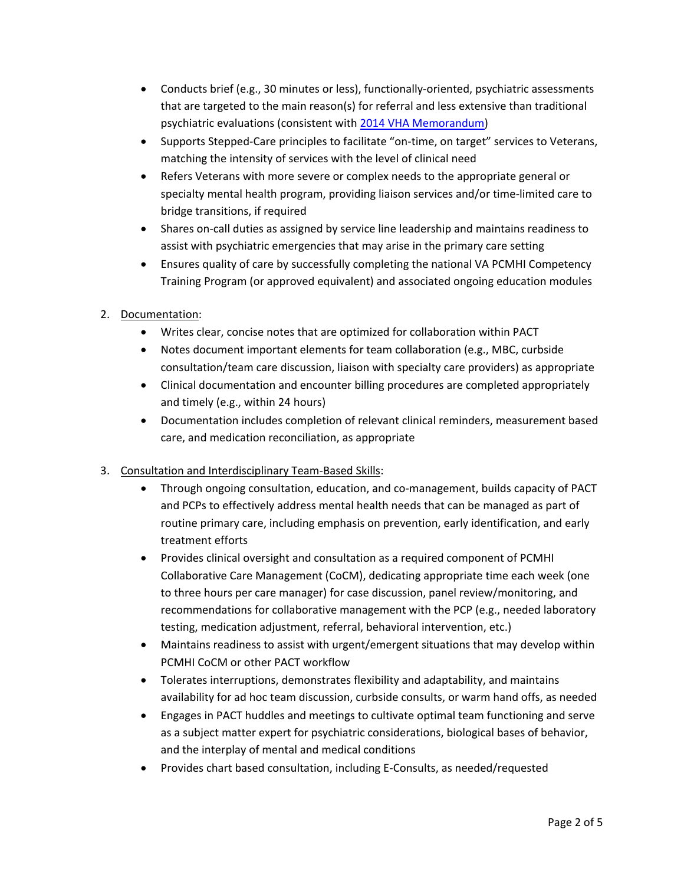- Conducts brief (e.g., 30 minutes or less), functionally-oriented, psychiatric assessments that are targeted to the main reason(s) for referral and less extensive than traditional psychiatric evaluations (consistent with [2014 VHA Memorandum](#))
- Supports Stepped-Care principles to facilitate "on-time, on target" services to Veterans, matching the intensity of services with the level of clinical need
- Refers Veterans with more severe or complex needs to the appropriate general or specialty mental health program, providing liaison services and/or time-limited care to bridge transitions, if required
- Shares on-call duties as assigned by service line leadership and maintains readiness to assist with psychiatric emergencies that may arise in the primary care setting
- Ensures quality of care by successfully completing the national VA PCMHI Competency Training Program (or approved equivalent) and associated ongoing education modules

2. Documentation:
    - Writes clear, concise notes that are optimized for collaboration within PACT
    - Notes document important elements for team collaboration (e.g., MBC, curbside consultation/team care discussion, liaison with specialty care providers) as appropriate
    - Clinical documentation and encounter billing procedures are completed appropriately and timely (e.g., within 24 hours)
    - Documentation includes completion of relevant clinical reminders, measurement based care, and medication reconciliation, as appropriate

3. Consultation and Interdisciplinary Team-Based Skills:
    - Through ongoing consultation, education, and co-management, builds capacity of PACT and PCPs to effectively address mental health needs that can be managed as part of routine primary care, including emphasis on prevention, early identification, and early treatment efforts
    - Provides clinical oversight and consultation as a required component of PCMHI Collaborative Care Management (CoCM), dedicating appropriate time each week (one to three hours per care manager) for case discussion, panel review/monitoring, and recommendations for collaborative management with the PCP (e.g., needed laboratory testing, medication adjustment, referral, behavioral intervention, etc.)
    - Maintains readiness to assist with urgent/emergent situations that may develop within PCMHI CoCM or other PACT workflow
    - Tolerates interruptions, demonstrates flexibility and adaptability, and maintains availability for ad hoc team discussion, curbside consults, or warm hand offs, as needed
    - Engages in PACT huddles and meetings to cultivate optimal team functioning and serve as a subject matter expert for psychiatric considerations, biological bases of behavior, and the interplay of mental and medical conditions
    - Provides chart based consultation, including E-Consults, as needed/requested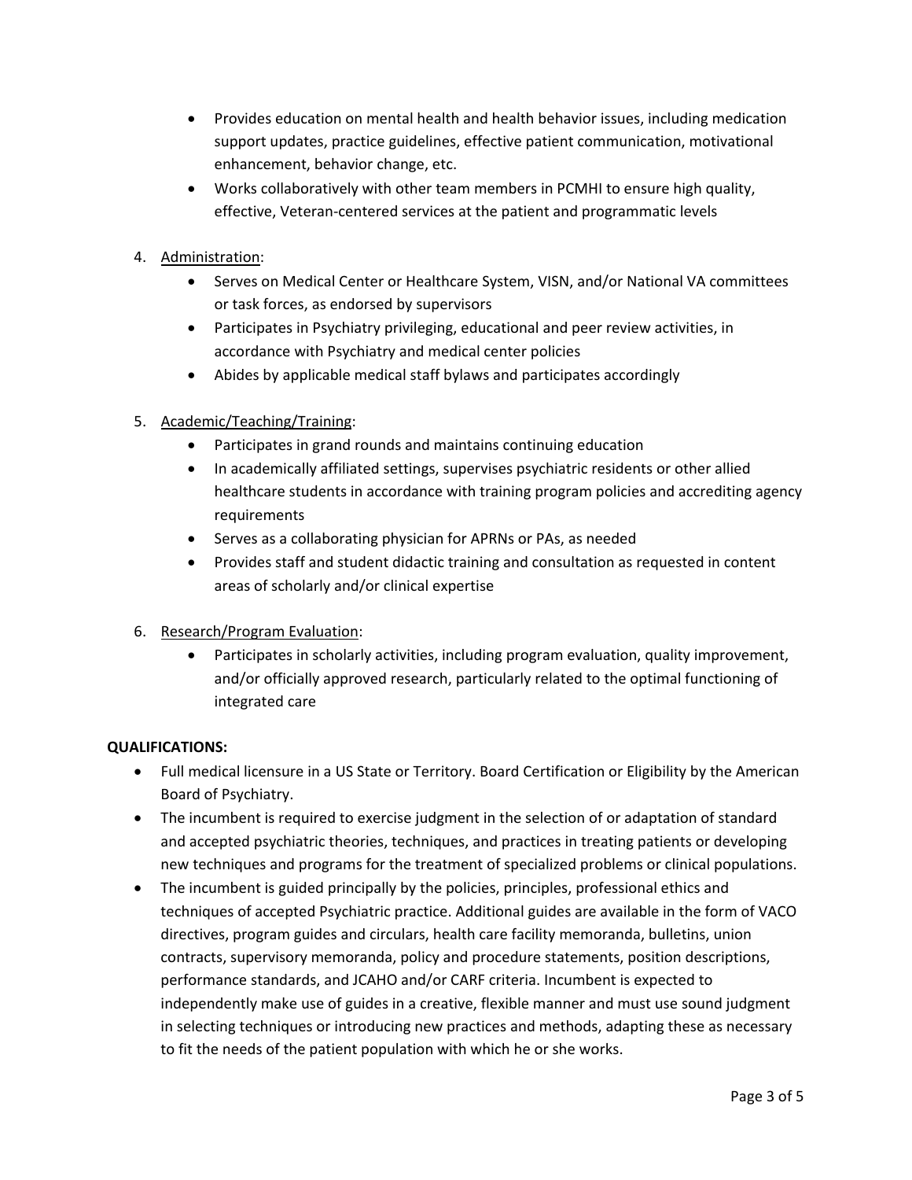- Provides education on mental health and health behavior issues, including medication support updates, practice guidelines, effective patient communication, motivational enhancement, behavior change, etc.
- Works collaboratively with other team members in PCMHI to ensure high quality, effective, Veteran-centered services at the patient and programmatic levels

4. <u>Administration</u>:
   - Serves on Medical Center or Healthcare System, VISN, and/or National VA committees or task forces, as endorsed by supervisors
   - Participates in Psychiatry privileging, educational and peer review activities, in accordance with Psychiatry and medical center policies
   - Abides by applicable medical staff bylaws and participates accordingly

5. <u>Academic/Teaching/Training</u>:
   - Participates in grand rounds and maintains continuing education
   - In academically affiliated settings, supervises psychiatric residents or other allied healthcare students in accordance with training program policies and accrediting agency requirements
   - Serves as a collaborating physician for APRNs or PAs, as needed
   - Provides staff and student didactic training and consultation as requested in content areas of scholarly and/or clinical expertise

6. <u>Research/Program Evaluation</u>:
   - Participates in scholarly activities, including program evaluation, quality improvement, and/or officially approved research, particularly related to the optimal functioning of integrated care

**QUALIFICATIONS:**

- Full medical licensure in a US State or Territory. Board Certification or Eligibility by the American Board of Psychiatry.
- The incumbent is required to exercise judgment in the selection of or adaptation of standard and accepted psychiatric theories, techniques, and practices in treating patients or developing new techniques and programs for the treatment of specialized problems or clinical populations.
- The incumbent is guided principally by the policies, principles, professional ethics and techniques of accepted Psychiatric practice. Additional guides are available in the form of VACO directives, program guides and circulars, health care facility memoranda, bulletins, union contracts, supervisory memoranda, policy and procedure statements, position descriptions, performance standards, and JCAHO and/or CARF criteria. Incumbent is expected to independently make use of guides in a creative, flexible manner and must use sound judgment in selecting techniques or introducing new practices and methods, adapting these as necessary to fit the needs of the patient population with which he or she works.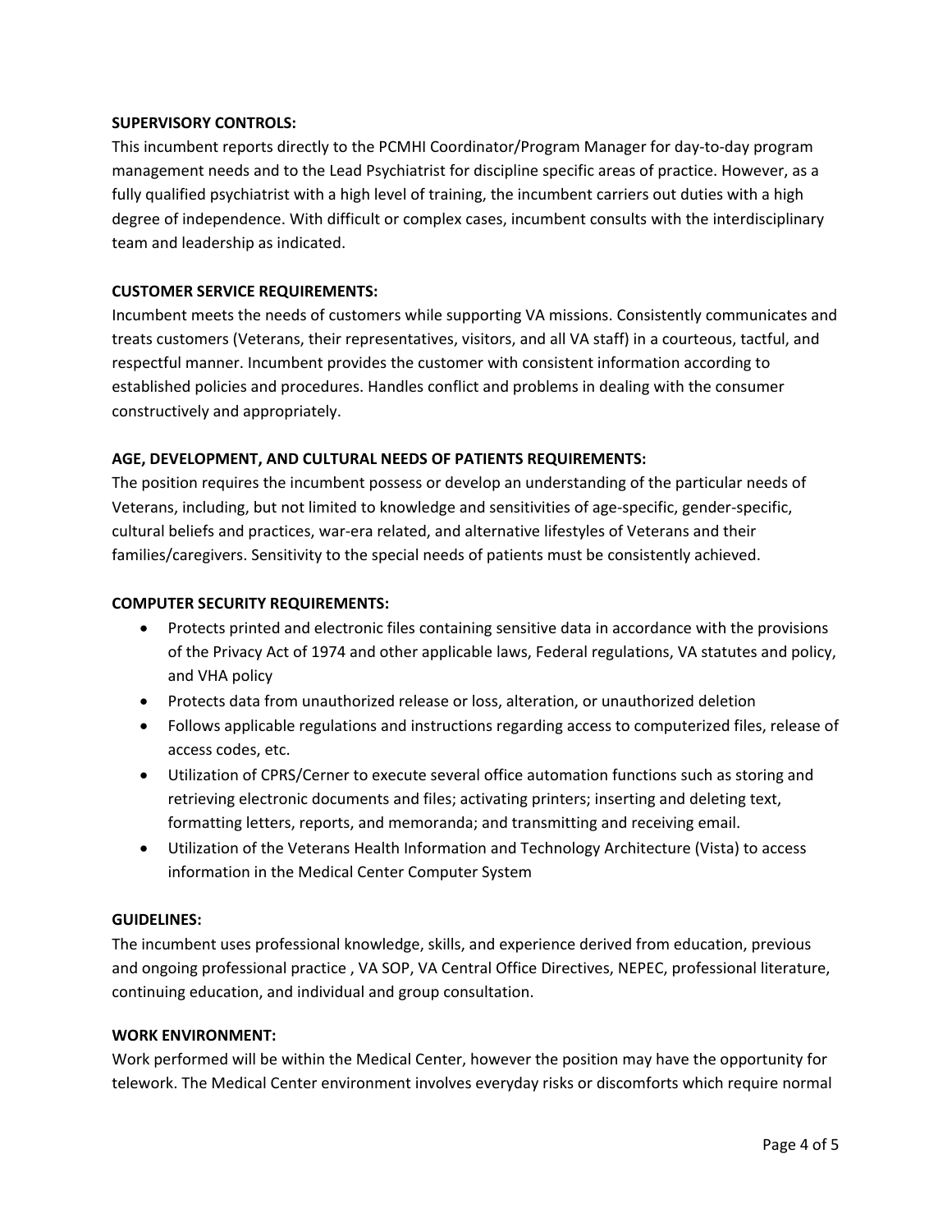**SUPERVISORY CONTROLS:**

This incumbent reports directly to the PCMHI Coordinator/Program Manager for day-to-day program management needs and to the Lead Psychiatrist for discipline specific areas of practice. However, as a fully qualified psychiatrist with a high level of training, the incumbent carriers out duties with a high degree of independence. With difficult or complex cases, incumbent consults with the interdisciplinary team and leadership as indicated.

**CUSTOMER SERVICE REQUIREMENTS:**

Incumbent meets the needs of customers while supporting VA missions. Consistently communicates and treats customers (Veterans, their representatives, visitors, and all VA staff) in a courteous, tactful, and respectful manner. Incumbent provides the customer with consistent information according to established policies and procedures. Handles conflict and problems in dealing with the consumer constructively and appropriately.

**AGE, DEVELOPMENT, AND CULTURAL NEEDS OF PATIENTS REQUIREMENTS:**

The position requires the incumbent possess or develop an understanding of the particular needs of Veterans, including, but not limited to knowledge and sensitivities of age-specific, gender-specific, cultural beliefs and practices, war-era related, and alternative lifestyles of Veterans and their families/caregivers. Sensitivity to the special needs of patients must be consistently achieved.

**COMPUTER SECURITY REQUIREMENTS:**

- Protects printed and electronic files containing sensitive data in accordance with the provisions of the Privacy Act of 1974 and other applicable laws, Federal regulations, VA statutes and policy, and VHA policy
- Protects data from unauthorized release or loss, alteration, or unauthorized deletion
- Follows applicable regulations and instructions regarding access to computerized files, release of access codes, etc.
- Utilization of CPRS/Cerner to execute several office automation functions such as storing and retrieving electronic documents and files; activating printers; inserting and deleting text, formatting letters, reports, and memoranda; and transmitting and receiving email.
- Utilization of the Veterans Health Information and Technology Architecture (Vista) to access information in the Medical Center Computer System

**GUIDELINES:**

The incumbent uses professional knowledge, skills, and experience derived from education, previous and ongoing professional practice , VA SOP, VA Central Office Directives, NEPEC, professional literature, continuing education, and individual and group consultation.

**WORK ENVIRONMENT:**

Work performed will be within the Medical Center, however the position may have the opportunity for telework. The Medical Center environment involves everyday risks or discomforts which require normal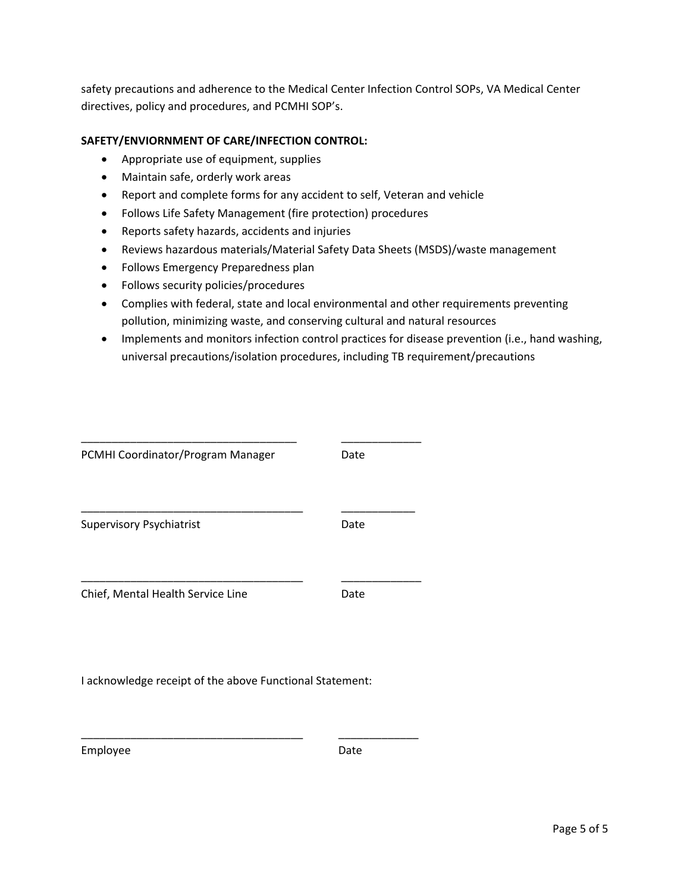safety precautions and adherence to the Medical Center Infection Control SOPs, VA Medical Center directives, policy and procedures, and PCMHI SOP's.

**SAFETY/ENVIORNMENT OF CARE/INFECTION CONTROL:**

- Appropriate use of equipment, supplies
- Maintain safe, orderly work areas
- Report and complete forms for any accident to self, Veteran and vehicle
- Follows Life Safety Management (fire protection) procedures
- Reports safety hazards, accidents and injuries
- Reviews hazardous materials/Material Safety Data Sheets (MSDS)/waste management
- Follows Emergency Preparedness plan
- Follows security policies/procedures
- Complies with federal, state and local environmental and other requirements preventing pollution, minimizing waste, and conserving cultural and natural resources
- Implements and monitors infection control practices for disease prevention (i.e., hand washing, universal precautions/isolation procedures, including TB requirement/precautions

___________________________________ _____________

PCMHI Coordinator/Program Manager Date

____________________________________ ____________

Supervisory Psychiatrist Date

____________________________________ _____________

Chief, Mental Health Service Line Date

I acknowledge receipt of the above Functional Statement:

____________________________________ _____________

Employee Date